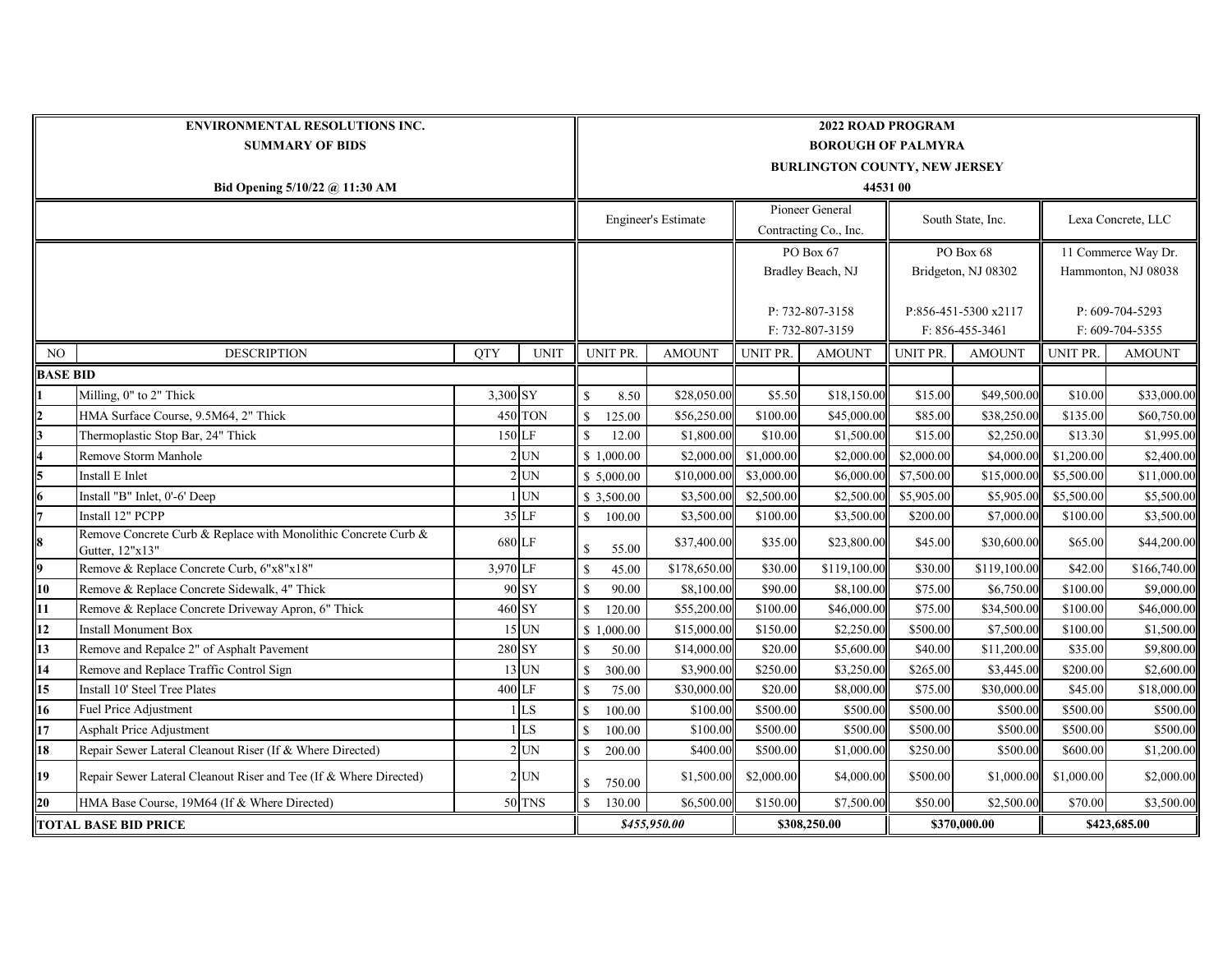**ENVIRONMENTAL RESOLUTIONS INC.**
**SUMMARY OF BIDS**

**Bid Opening 5/10/22 @ 11:30 AM**

**2022 ROAD PROGRAM**
**BOROUGH OF PALMYRA**
**BURLINGTON COUNTY, NEW JERSEY**
**44531 00**

| | | | | Engineer's Estimate | | Pioneer General Contracting Co., Inc. | | South State, Inc. | | Lexa Concrete, LLC | |
|---|---|---|---|---|---|---|---|---|---|---|---|
| | | | | | | PO Box 67<br>Bradley Beach, NJ<br><br>P: 732-807-3158<br>F: 732-807-3159 | | PO Box 68<br>Bridgeton, NJ 08302<br><br>P:856-451-5300 x2117<br>F: 856-455-3461 | | 11 Commerce Way Dr.<br>Hammonton, NJ 08038<br><br>P: 609-704-5293<br>F: 609-704-5355 | |
| NO | DESCRIPTION | QTY | UNIT | UNIT PR. | AMOUNT | UNIT PR. | AMOUNT | UNIT PR. | AMOUNT | UNIT PR. | AMOUNT |
| **BASE BID** | | | | | | | | | | | |
| 1 | Milling, 0" to 2" Thick | 3,300 | SY | $ 8.50 | $28,050.00 | $5.50 | $18,150.00 | $15.00 | $49,500.00 | $10.00 | $33,000.00 |
| 2 | HMA Surface Course, 9.5M64, 2" Thick | 450 | TON | $ 125.00 | $56,250.00 | $100.00 | $45,000.00 | $85.00 | $38,250.00 | $135.00 | $60,750.00 |
| 3 | Thermoplastic Stop Bar, 24" Thick | 150 | LF | $ 12.00 | $1,800.00 | $10.00 | $1,500.00 | $15.00 | $2,250.00 | $13.30 | $1,995.00 |
| 4 | Remove Storm Manhole | 2 | UN | $ 1,000.00 | $2,000.00 | $1,000.00 | $2,000.00 | $2,000.00 | $4,000.00 | $1,200.00 | $2,400.00 |
| 5 | Install E Inlet | 2 | UN | $ 5,000.00 | $10,000.00 | $3,000.00 | $6,000.00 | $7,500.00 | $15,000.00 | $5,500.00 | $11,000.00 |
| 6 | Install "B" Inlet, 0'-6' Deep | 1 | UN | $ 3,500.00 | $3,500.00 | $2,500.00 | $2,500.00 | $5,905.00 | $5,905.00 | $5,500.00 | $5,500.00 |
| 7 | Install 12" PCPP | 35 | LF | $ 100.00 | $3,500.00 | $100.00 | $3,500.00 | $200.00 | $7,000.00 | $100.00 | $3,500.00 |
| 8 | Remove Concrete Curb & Replace with Monolithic Concrete Curb & Gutter, 12"x13" | 680 | LF | $ 55.00 | $37,400.00 | $35.00 | $23,800.00 | $45.00 | $30,600.00 | $65.00 | $44,200.00 |
| 9 | Remove & Replace Concrete Curb, 6"x8"x18" | 3,970 | LF | $ 45.00 | $178,650.00 | $30.00 | $119,100.00 | $30.00 | $119,100.00 | $42.00 | $166,740.00 |
| 10 | Remove & Replace Concrete Sidewalk, 4" Thick | 90 | SY | $ 90.00 | $8,100.00 | $90.00 | $8,100.00 | $75.00 | $6,750.00 | $100.00 | $9,000.00 |
| 11 | Remove & Replace Concrete Driveway Apron, 6" Thick | 460 | SY | $ 120.00 | $55,200.00 | $100.00 | $46,000.00 | $75.00 | $34,500.00 | $100.00 | $46,000.00 |
| 12 | Install Monument Box | 15 | UN | $ 1,000.00 | $15,000.00 | $150.00 | $2,250.00 | $500.00 | $7,500.00 | $100.00 | $1,500.00 |
| 13 | Remove and Repalce 2" of Asphalt Pavement | 280 | SY | $ 50.00 | $14,000.00 | $20.00 | $5,600.00 | $40.00 | $11,200.00 | $35.00 | $9,800.00 |
| 14 | Remove and Replace Traffic Control Sign | 13 | UN | $ 300.00 | $3,900.00 | $250.00 | $3,250.00 | $265.00 | $3,445.00 | $200.00 | $2,600.00 |
| 15 | Install 10' Steel Tree Plates | 400 | LF | $ 75.00 | $30,000.00 | $20.00 | $8,000.00 | $75.00 | $30,000.00 | $45.00 | $18,000.00 |
| 16 | Fuel Price Adjustment | 1 | LS | $ 100.00 | $100.00 | $500.00 | $500.00 | $500.00 | $500.00 | $500.00 | $500.00 |
| 17 | Asphalt Price Adjustment | 1 | LS | $ 100.00 | $100.00 | $500.00 | $500.00 | $500.00 | $500.00 | $500.00 | $500.00 |
| 18 | Repair Sewer Lateral Cleanout Riser (If & Where Directed) | 2 | UN | $ 200.00 | $400.00 | $500.00 | $1,000.00 | $250.00 | $500.00 | $600.00 | $1,200.00 |
| 19 | Repair Sewer Lateral Cleanout Riser and Tee (If & Where Directed) | 2 | UN | $ 750.00 | $1,500.00 | $2,000.00 | $4,000.00 | $500.00 | $1,000.00 | $1,000.00 | $2,000.00 |
| 20 | HMA Base Course, 19M64 (If & Where Directed) | 50 | TNS | $ 130.00 | $6,500.00 | $150.00 | $7,500.00 | $50.00 | $2,500.00 | $70.00 | $3,500.00 |
| **TOTAL BASE BID PRICE** | | | | ***$455,950.00*** | | **$308,250.00** | | **$370,000.00** | | **$423,685.00** | |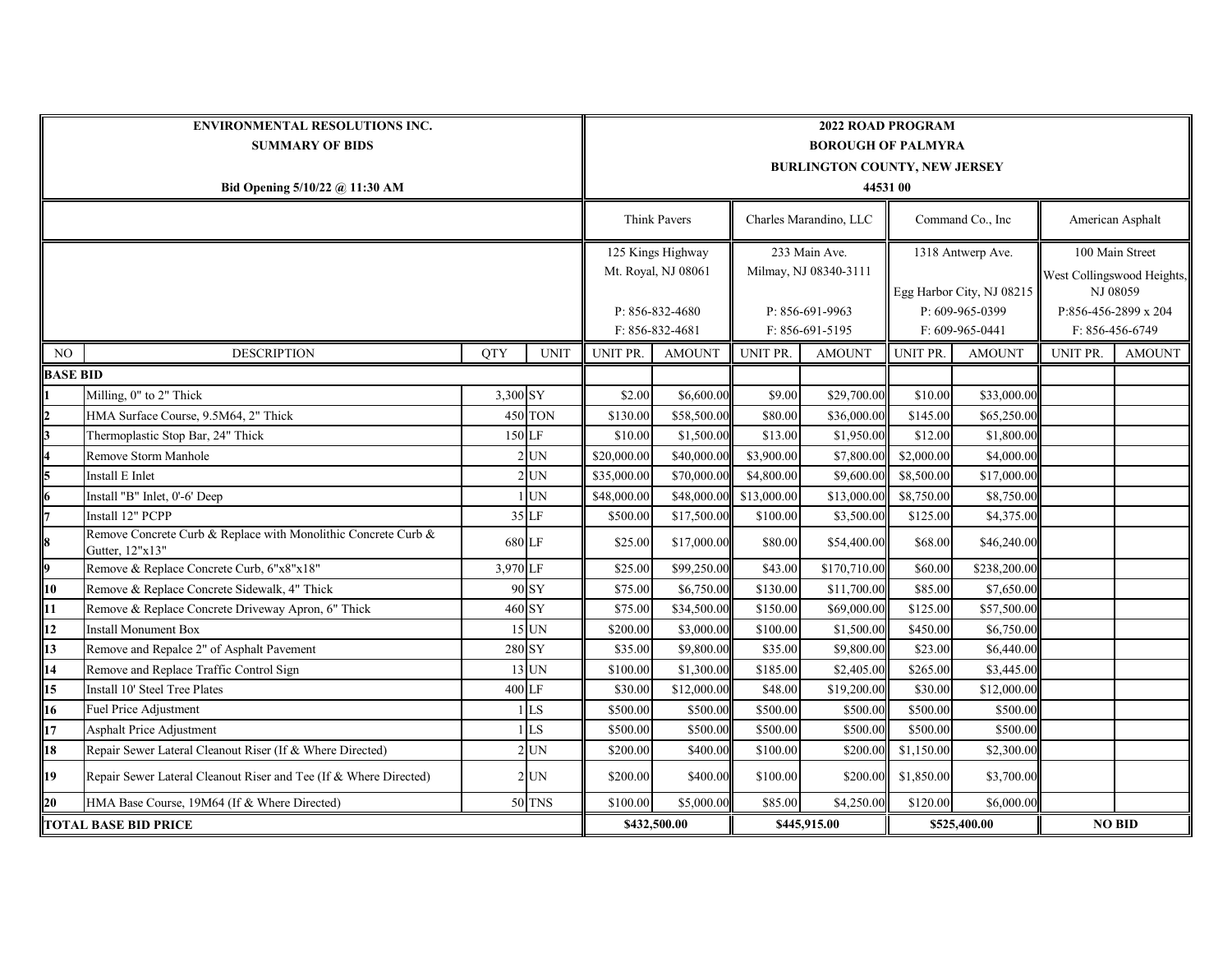| ENVIRONMENTAL RESOLUTIONS INC.<br>SUMMARY OF BIDS<br><br>Bid Opening 5/10/22 @ 11:30 AM | | | | 2022 ROAD PROGRAM<br>BOROUGH OF PALMYRA<br>BURLINGTON COUNTY, NEW JERSEY<br>44531 00 | | | | | | | |
|---|---|---|---|---|---|---|---|---|---|---|---|
| | | | | Think Pavers | | Charles Marandino, LLC | | Command Co., Inc | | American Asphalt | |
| | | | | 125 Kings Highway<br>Mt. Royal, NJ 08061<br><br>P: 856-832-4680<br>F: 856-832-4681 | | 233 Main Ave.<br>Milmay, NJ 08340-3111<br><br>P: 856-691-9963<br>F: 856-691-5195 | | 1318 Antwerp Ave.<br><br>Egg Harbor City, NJ 08215<br>P: 609-965-0399<br>F: 609-965-0441 | | 100 Main Street<br>West Collingswood Heights, NJ 08059<br>P:856-456-2899 x 204<br>F: 856-456-6749 | |
| NO | DESCRIPTION | QTY | UNIT | UNIT PR. | AMOUNT | UNIT PR. | AMOUNT | UNIT PR. | AMOUNT | UNIT PR. | AMOUNT |
| **BASE BID** | | | | | | | | | | | |
| 1 | Milling, 0" to 2" Thick | 3,300 | SY | $2.00 | $6,600.00 | $9.00 | $29,700.00 | $10.00 | $33,000.00 | | |
| 2 | HMA Surface Course, 9.5M64, 2" Thick | 450 | TON | $130.00 | $58,500.00 | $80.00 | $36,000.00 | $145.00 | $65,250.00 | | |
| 3 | Thermoplastic Stop Bar, 24" Thick | 150 | LF | $10.00 | $1,500.00 | $13.00 | $1,950.00 | $12.00 | $1,800.00 | | |
| 4 | Remove Storm Manhole | 2 | UN | $20,000.00 | $40,000.00 | $3,900.00 | $7,800.00 | $2,000.00 | $4,000.00 | | |
| 5 | Install E Inlet | 2 | UN | $35,000.00 | $70,000.00 | $4,800.00 | $9,600.00 | $8,500.00 | $17,000.00 | | |
| 6 | Install "B" Inlet, 0'-6' Deep | 1 | UN | $48,000.00 | $48,000.00 | $13,000.00 | $13,000.00 | $8,750.00 | $8,750.00 | | |
| 7 | Install 12" PCPP | 35 | LF | $500.00 | $17,500.00 | $100.00 | $3,500.00 | $125.00 | $4,375.00 | | |
| 8 | Remove Concrete Curb & Replace with Monolithic Concrete Curb & Gutter, 12"x13" | 680 | LF | $25.00 | $17,000.00 | $80.00 | $54,400.00 | $68.00 | $46,240.00 | | |
| 9 | Remove & Replace Concrete Curb, 6"x8"x18" | 3,970 | LF | $25.00 | $99,250.00 | $43.00 | $170,710.00 | $60.00 | $238,200.00 | | |
| 10 | Remove & Replace Concrete Sidewalk, 4" Thick | 90 | SY | $75.00 | $6,750.00 | $130.00 | $11,700.00 | $85.00 | $7,650.00 | | |
| 11 | Remove & Replace Concrete Driveway Apron, 6" Thick | 460 | SY | $75.00 | $34,500.00 | $150.00 | $69,000.00 | $125.00 | $57,500.00 | | |
| 12 | Install Monument Box | 15 | UN | $200.00 | $3,000.00 | $100.00 | $1,500.00 | $450.00 | $6,750.00 | | |
| 13 | Remove and Repalce 2" of Asphalt Pavement | 280 | SY | $35.00 | $9,800.00 | $35.00 | $9,800.00 | $23.00 | $6,440.00 | | |
| 14 | Remove and Replace Traffic Control Sign | 13 | UN | $100.00 | $1,300.00 | $185.00 | $2,405.00 | $265.00 | $3,445.00 | | |
| 15 | Install 10' Steel Tree Plates | 400 | LF | $30.00 | $12,000.00 | $48.00 | $19,200.00 | $30.00 | $12,000.00 | | |
| 16 | Fuel Price Adjustment | 1 | LS | $500.00 | $500.00 | $500.00 | $500.00 | $500.00 | $500.00 | | |
| 17 | Asphalt Price Adjustment | 1 | LS | $500.00 | $500.00 | $500.00 | $500.00 | $500.00 | $500.00 | | |
| 18 | Repair Sewer Lateral Cleanout Riser (If & Where Directed) | 2 | UN | $200.00 | $400.00 | $100.00 | $200.00 | $1,150.00 | $2,300.00 | | |
| 19 | Repair Sewer Lateral Cleanout Riser and Tee (If & Where Directed) | 2 | UN | $200.00 | $400.00 | $100.00 | $200.00 | $1,850.00 | $3,700.00 | | |
| 20 | HMA Base Course, 19M64 (If & Where Directed) | 50 | TNS | $100.00 | $5,000.00 | $85.00 | $4,250.00 | $120.00 | $6,000.00 | | |
| **TOTAL BASE BID PRICE** | | | | **$432,500.00** | | **$445,915.00** | | **$525,400.00** | | **NO BID** | |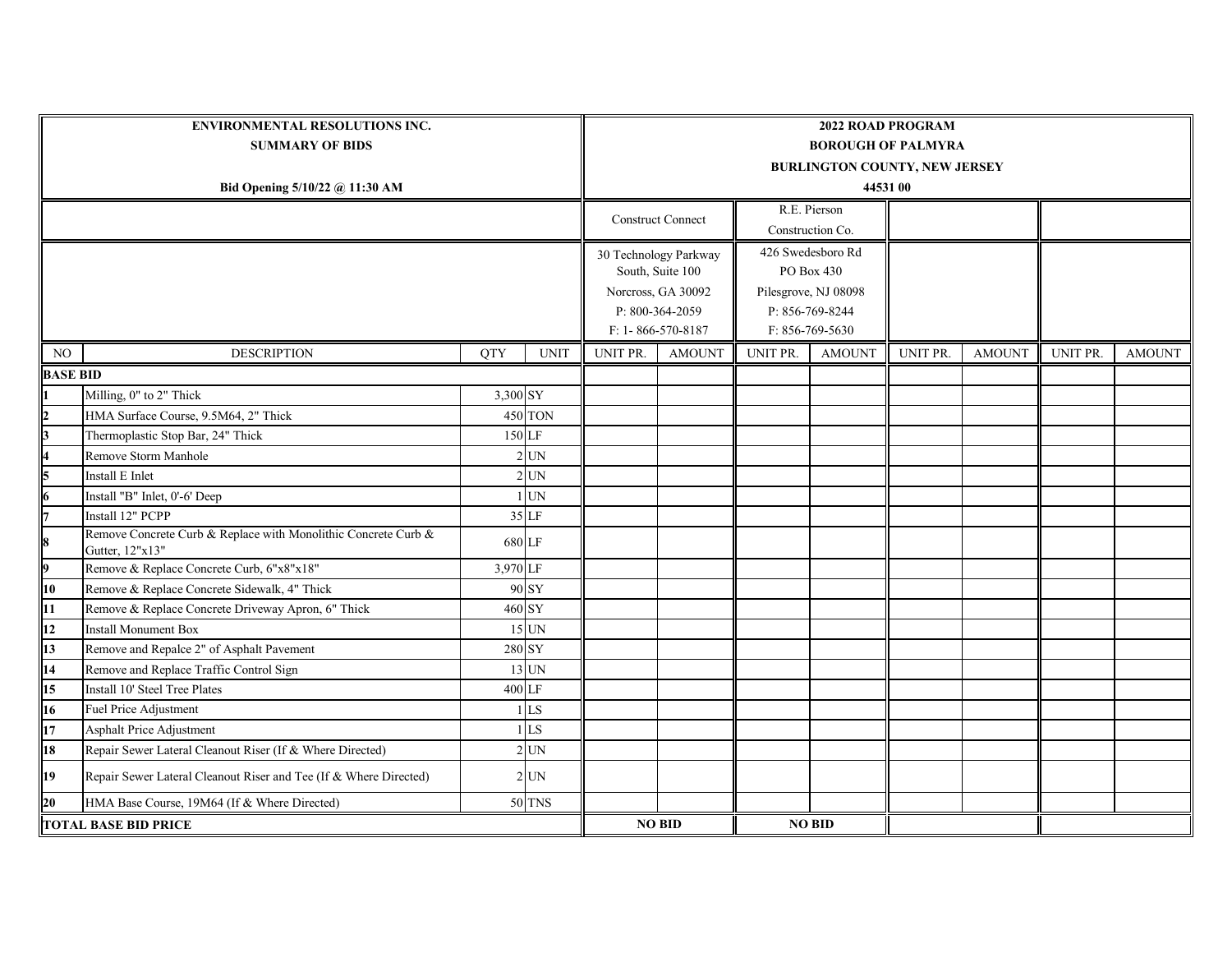| | | | | | | | | | | | |
|---|---|---|---|---|---|---|---|---|---|---|---|
| **ENVIRONMENTAL RESOLUTIONS INC.**<br>**SUMMARY OF BIDS**<br><br>**Bid Opening 5/10/22 @ 11:30 AM** | | | | **2022 ROAD PROGRAM**<br>**BOROUGH OF PALMYRA**<br>**BURLINGTON COUNTY, NEW JERSEY**<br>**44531 00** | | | | | | | |
| | | | | Construct Connect | | R.E. Pierson Construction Co. | | | | | |
| | | | | 30 Technology Parkway South, Suite 100<br>Norcross, GA 30092<br>P: 800-364-2059<br>F: 1- 866-570-8187 | | 426 Swedesboro Rd<br>PO Box 430<br>Pilesgrove, NJ 08098<br>P: 856-769-8244<br>F: 856-769-5630 | | | | | |
| NO | DESCRIPTION | QTY | UNIT | UNIT PR. | AMOUNT | UNIT PR. | AMOUNT | UNIT PR. | AMOUNT | UNIT PR. | AMOUNT |
| **BASE BID** | | | | | | | | | | | |
| 1 | Milling, 0" to 2" Thick | 3,300 | SY | | | | | | | | |
| 2 | HMA Surface Course, 9.5M64, 2" Thick | 450 | TON | | | | | | | | |
| 3 | Thermoplastic Stop Bar, 24" Thick | 150 | LF | | | | | | | | |
| 4 | Remove Storm Manhole | 2 | UN | | | | | | | | |
| 5 | Install E Inlet | 2 | UN | | | | | | | | |
| 6 | Install "B" Inlet, 0'-6' Deep | 1 | UN | | | | | | | | |
| 7 | Install 12" PCPP | 35 | LF | | | | | | | | |
| 8 | Remove Concrete Curb & Replace with Monolithic Concrete Curb & Gutter, 12"x13" | 680 | LF | | | | | | | | |
| 9 | Remove & Replace Concrete Curb, 6"x8"x18" | 3,970 | LF | | | | | | | | |
| 10 | Remove & Replace Concrete Sidewalk, 4" Thick | 90 | SY | | | | | | | | |
| 11 | Remove & Replace Concrete Driveway Apron, 6" Thick | 460 | SY | | | | | | | | |
| 12 | Install Monument Box | 15 | UN | | | | | | | | |
| 13 | Remove and Repalce 2" of Asphalt Pavement | 280 | SY | | | | | | | | |
| 14 | Remove and Replace Traffic Control Sign | 13 | UN | | | | | | | | |
| 15 | Install 10' Steel Tree Plates | 400 | LF | | | | | | | | |
| 16 | Fuel Price Adjustment | 1 | LS | | | | | | | | |
| 17 | Asphalt Price Adjustment | 1 | LS | | | | | | | | |
| 18 | Repair Sewer Lateral Cleanout Riser (If & Where Directed) | 2 | UN | | | | | | | | |
| 19 | Repair Sewer Lateral Cleanout Riser and Tee (If & Where Directed) | 2 | UN | | | | | | | | |
| 20 | HMA Base Course, 19M64 (If & Where Directed) | 50 | TNS | | | | | | | | |
| **TOTAL BASE BID PRICE** | | | | **NO BID** | | **NO BID** | | | | | |